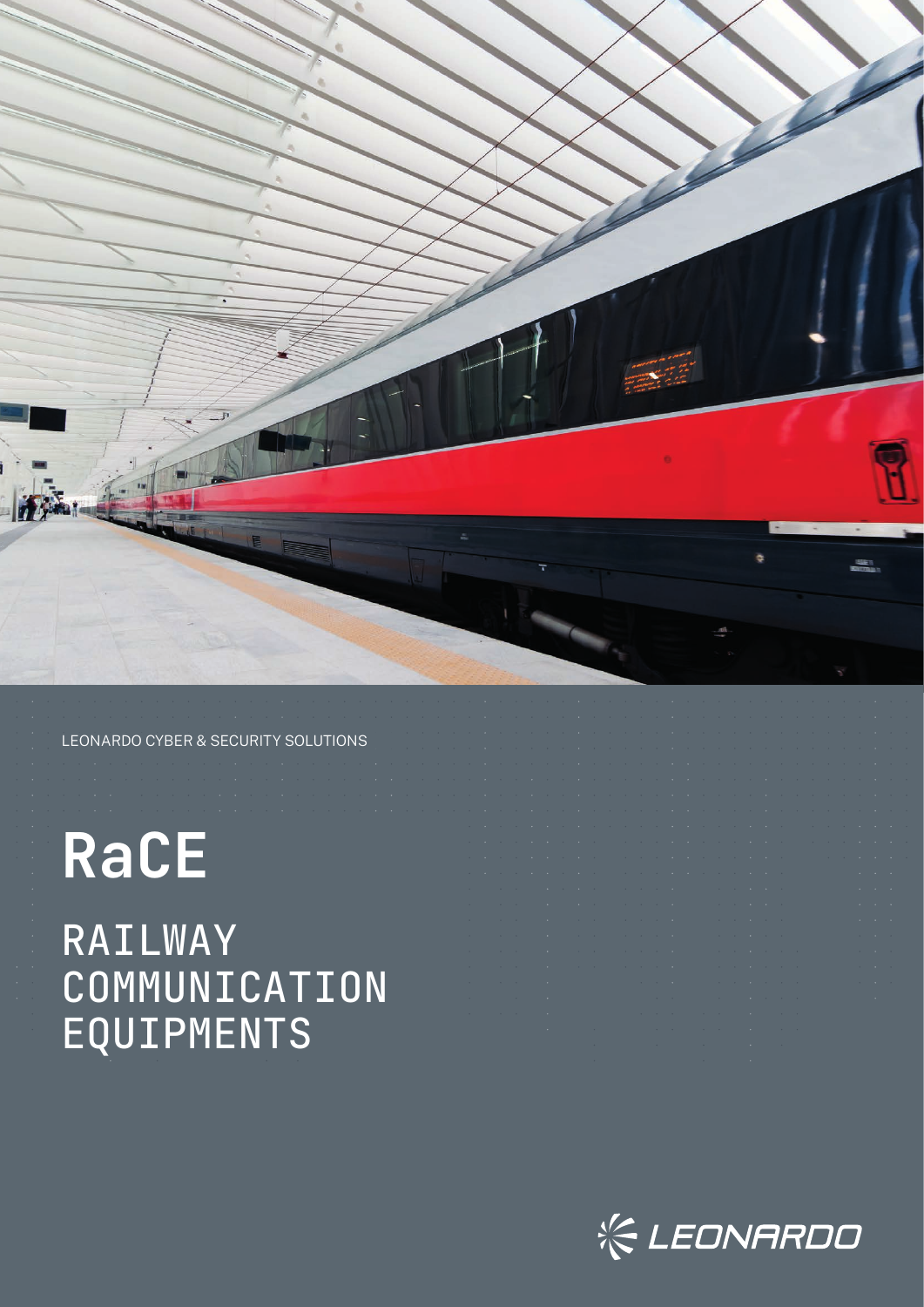LEONARDO CYBER & SECURITY SOLUTIONS

# RaCE

## RAILWAY COMMUNICATION EQUIPMENTS

LEONARDO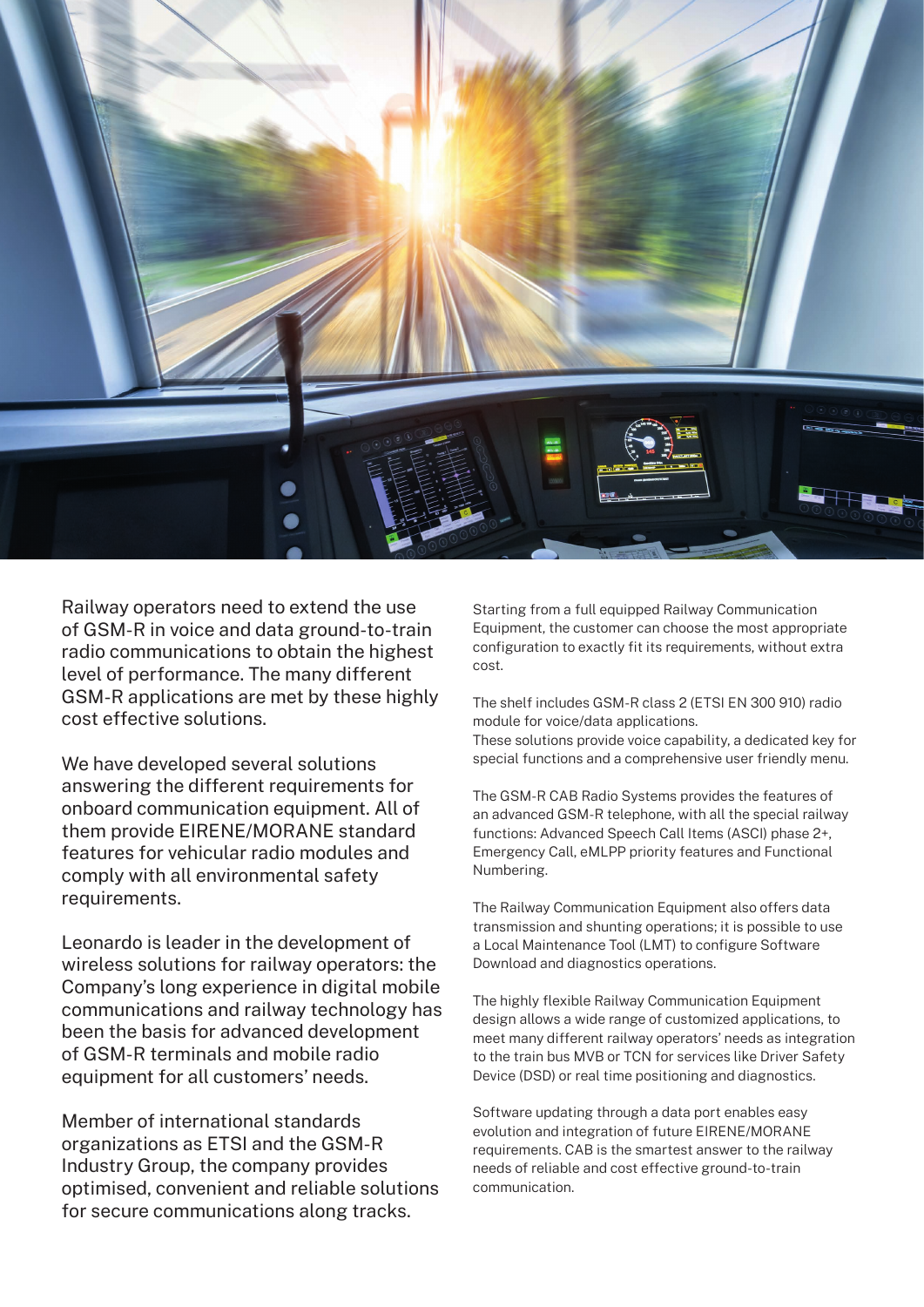Railway operators need to extend the use of GSM-R in voice and data ground-to-train radio communications to obtain the highest level of performance. The many different GSM-R applications are met by these highly cost effective solutions.

We have developed several solutions answering the different requirements for onboard communication equipment. All of them provide EIRENE/MORANE standard features for vehicular radio modules and comply with all environmental safety requirements.

Leonardo is leader in the development of wireless solutions for railway operators: the Company's long experience in digital mobile communications and railway technology has been the basis for advanced development of GSM-R terminals and mobile radio equipment for all customers' needs.

Member of international standards organizations as ETSI and the GSM-R Industry Group, the company provides optimised, convenient and reliable solutions for secure communications along tracks.

Starting from a full equipped Railway Communication Equipment, the customer can choose the most appropriate configuration to exactly fit its requirements, without extra cost.

The shelf includes GSM-R class 2 (ETSI EN 300 910) radio module for voice/data applications.
These solutions provide voice capability, a dedicated key for special functions and a comprehensive user friendly menu.

The GSM-R CAB Radio Systems provides the features of an advanced GSM-R telephone, with all the special railway functions: Advanced Speech Call Items (ASCI) phase 2+, Emergency Call, eMLPP priority features and Functional Numbering.

The Railway Communication Equipment also offers data transmission and shunting operations; it is possible to use a Local Maintenance Tool (LMT) to configure Software Download and diagnostics operations.

The highly flexible Railway Communication Equipment design allows a wide range of customized applications, to meet many different railway operators' needs as integration to the train bus MVB or TCN for services like Driver Safety Device (DSD) or real time positioning and diagnostics.

Software updating through a data port enables easy evolution and integration of future EIRENE/MORANE requirements. CAB is the smartest answer to the railway needs of reliable and cost effective ground-to-train communication.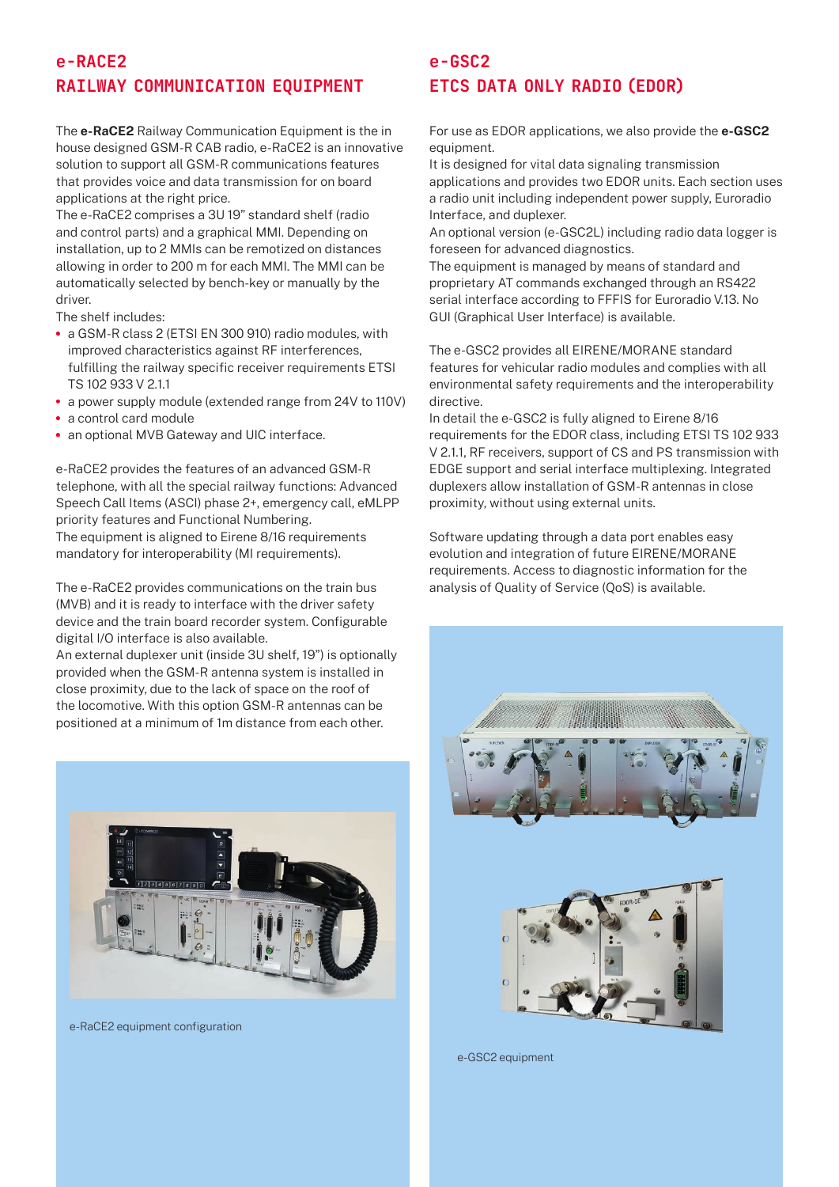## e-RACE2
## RAILWAY COMMUNICATION EQUIPMENT

The **e-RaCE2** Railway Communication Equipment is the in house designed GSM-R CAB radio, e-RaCE2 is an innovative solution to support all GSM-R communications features that provides voice and data transmission for on board applications at the right price.

The e-RaCE2 comprises a 3U 19" standard shelf (radio and control parts) and a graphical MMI. Depending on installation, up to 2 MMIs can be remotized on distances allowing in order to 200 m for each MMI. The MMI can be automatically selected by bench-key or manually by the driver.

The shelf includes:

- a GSM-R class 2 (ETSI EN 300 910) radio modules, with improved characteristics against RF interferences, fulfilling the railway specific receiver requirements ETSI TS 102 933 V 2.1.1
- a power supply module (extended range from 24V to 110V)
- a control card module
- an optional MVB Gateway and UIC interface.

e-RaCE2 provides the features of an advanced GSM-R telephone, with all the special railway functions: Advanced Speech Call Items (ASCI) phase 2+, emergency call, eMLPP priority features and Functional Numbering.

The equipment is aligned to Eirene 8/16 requirements mandatory for interoperability (MI requirements).

The e-RaCE2 provides communications on the train bus (MVB) and it is ready to interface with the driver safety device and the train board recorder system. Configurable digital I/O interface is also available.

An external duplexer unit (inside 3U shelf, 19") is optionally provided when the GSM-R antenna system is installed in close proximity, due to the lack of space on the roof of the locomotive. With this option GSM-R antennas can be positioned at a minimum of 1m distance from each other.

e-RaCE2 equipment configuration

## e-GSC2
## ETCS DATA ONLY RADIO (EDOR)

For use as EDOR applications, we also provide the **e-GSC2** equipment.

It is designed for vital data signaling transmission applications and provides two EDOR units. Each section uses a radio unit including independent power supply, Euroradio Interface, and duplexer.

An optional version (e-GSC2L) including radio data logger is foreseen for advanced diagnostics.

The equipment is managed by means of standard and proprietary AT commands exchanged through an RS422 serial interface according to FFFIS for Euroradio V.13. No GUI (Graphical User Interface) is available.

The e-GSC2 provides all EIRENE/MORANE standard features for vehicular radio modules and complies with all environmental safety requirements and the interoperability directive.

In detail the e-GSC2 is fully aligned to Eirene 8/16 requirements for the EDOR class, including ETSI TS 102 933 V 2.1.1, RF receivers, support of CS and PS transmission with EDGE support and serial interface multiplexing. Integrated duplexers allow installation of GSM-R antennas in close proximity, without using external units.

Software updating through a data port enables easy evolution and integration of future EIRENE/MORANE requirements. Access to diagnostic information for the analysis of Quality of Service (QoS) is available.

e-GSC2 equipment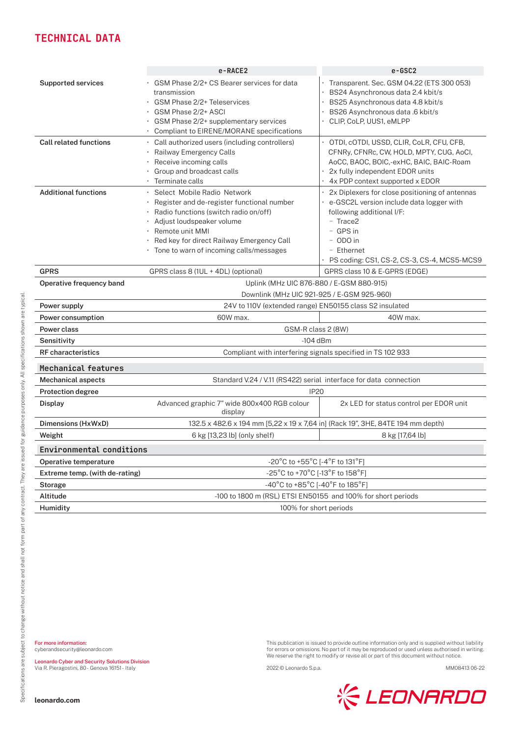# TECHNICAL DATA

| | e-RACE2 | e-GSC2 |
|---|---|---|
| Supported services | • GSM Phase 2/2+ CS Bearer services for data transmission<br>• GSM Phase 2/2+ Teleservices<br>• GSM Phase 2/2+ ASCI<br>• GSM Phase 2/2+ supplementary services<br>• Compliant to EIRENE/MORANE specifications | • Transparent. Sec. GSM 04.22 (ETS 300 053)<br>• BS24 Asynchronous data 2.4 kbit/s<br>• BS25 Asynchronous data 4.8 kbit/s<br>• BS26 Asynchronous data .6 kbit/s<br>• CLIP, CoLP, UUS1, eMLPP |
| Call related functions | • Call authorized users (including controllers)<br>• Railway Emergency Calls<br>• Receive incoming calls<br>• Group and broadcast calls<br>• Terminate calls | • OTDI, cOTDI, USSD, CLIR, CoLR, CFU, CFB, CFNRy, CFNRc, CW, HOLD, MPTY, CUG, AoCI, AoCC, BAOC, BOIC,-exHC, BAIC, BAIC-Roam<br>• 2x fully independent EDOR units<br>• 4x PDP context supported x EDOR |
| Additional functions | • Select Mobile Radio Network<br>• Register and de-register functional number<br>• Radio functions (switch radio on/off)<br>• Adjust loudspeaker volume<br>• Remote unit MMI<br>• Red key for direct Railway Emergency Call<br>• Tone to warn of incoming calls/messages | • 2x Diplexers for close positioning of antennas<br>• e-GSC2L version include data logger with following additional I/F:<br>  – Trace2<br>  – GPS in<br>  – ODO in<br>  – Ethernet<br>• PS coding: CS1, CS-2, CS-3, CS-4, MCS5-MCS9 |
| GPRS | GPRS class 8 (1UL + 4DL) (optional) | GPRS class 10 & E-GPRS (EDGE) |
| Operative frequency band | Uplink (MHz UIC 876-880 / E-GSM 880-915)<br>Downlink (MHz UIC 921-925 / E-GSM 925-960) | |
| Power supply | 24V to 110V (extended range) EN50155 class S2 insulated | |
| Power consumption | 60W max. | 40W max. |
| Power class | GSM-R class 2 (8W) | |
| Sensitivity | -104 dBm | |
| RF characteristics | Compliant with interfering signals specified in TS 102 933 | |
| **Mechanical features** | | |
| Mechanical aspects | Standard V.24 / V.11 (RS422) serial interface for data connection | |
| Protection degree | IP20 | |
| Display | Advanced graphic 7" wide 800x400 RGB colour display | 2x LED for status control per EDOR unit |
| Dimensions (HxWxD) | 132.5 x 482.6 x 194 mm [5,22 x 19 x 7,64 in] (Rack 19", 3HE, 84TE 194 mm depth) | |
| Weight | 6 kg [13,23 lb] (only shelf) | 8 kg [17,64 lb] |
| **Environmental conditions** | | |
| Operative temperature | -20°C to +55°C [-4°F to 131°F] | |
| Extreme temp. (with de-rating) | -25°C to +70°C [-13°F to 158°F] | |
| Storage | -40°C to +85°C [-40°F to 185°F] | |
| Altitude | -100 to 1800 m (RSL) ETSI EN50155 and 100% for short periods | |
| Humidity | 100% for short periods | |

Specifications are subject to change without notice and shall not form part of any contract. They are issued for guidance purposes only. All specifications shown are typical.

For more information:
cyberandsecurity@leonardo.com

Leonardo Cyber and Security Solutions Division
Via R. Pieragostini, 80 - Genova 16151 - Italy

leonardo.com

This publication is issued to provide outline information only and is supplied without liability for errors or omissions. No part of it may be reproduced or used unless authorised in writing. We reserve the right to modify or revise all or part of this document without notice.

2022 © Leonardo S.p.a.

MM08413 06-22

LEONARDO